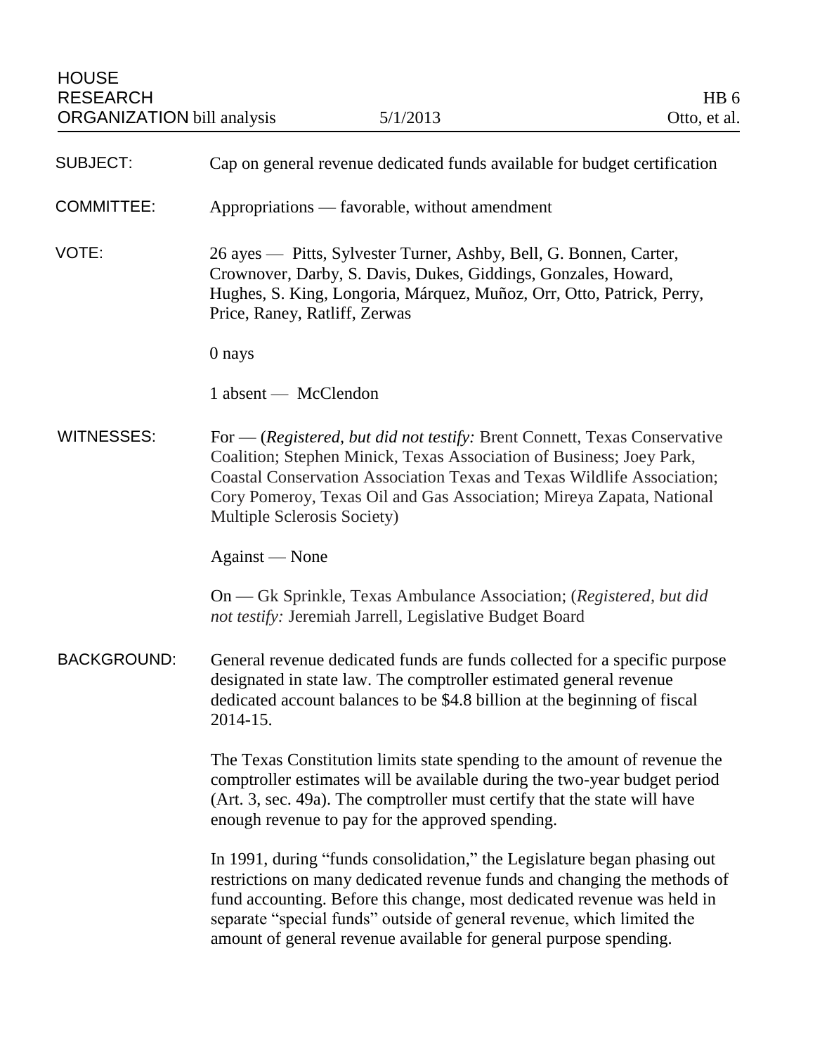HOUSE
RESEARCH
ORGANIZATION bill analysis

5/1/2013

HB 6
Otto, et al.

**SUBJECT:** Cap on general revenue dedicated funds available for budget certification

**COMMITTEE:** Appropriations — favorable, without amendment

**VOTE:** 26 ayes — Pitts, Sylvester Turner, Ashby, Bell, G. Bonnen, Carter, Crownover, Darby, S. Davis, Dukes, Giddings, Gonzales, Howard, Hughes, S. King, Longoria, Márquez, Muñoz, Orr, Otto, Patrick, Perry, Price, Raney, Ratliff, Zerwas

0 nays

1 absent — McClendon

**WITNESSES:** For — (*Registered, but did not testify:* Brent Connett, Texas Conservative Coalition; Stephen Minick, Texas Association of Business; Joey Park, Coastal Conservation Association Texas and Texas Wildlife Association; Cory Pomeroy, Texas Oil and Gas Association; Mireya Zapata, National Multiple Sclerosis Society)

Against — None

On — Gk Sprinkle, Texas Ambulance Association; (*Registered, but did not testify:* Jeremiah Jarrell, Legislative Budget Board

**BACKGROUND:** General revenue dedicated funds are funds collected for a specific purpose designated in state law. The comptroller estimated general revenue dedicated account balances to be $4.8 billion at the beginning of fiscal 2014-15.

The Texas Constitution limits state spending to the amount of revenue the comptroller estimates will be available during the two-year budget period (Art. 3, sec. 49a). The comptroller must certify that the state will have enough revenue to pay for the approved spending.

In 1991, during "funds consolidation," the Legislature began phasing out restrictions on many dedicated revenue funds and changing the methods of fund accounting. Before this change, most dedicated revenue was held in separate "special funds" outside of general revenue, which limited the amount of general revenue available for general purpose spending.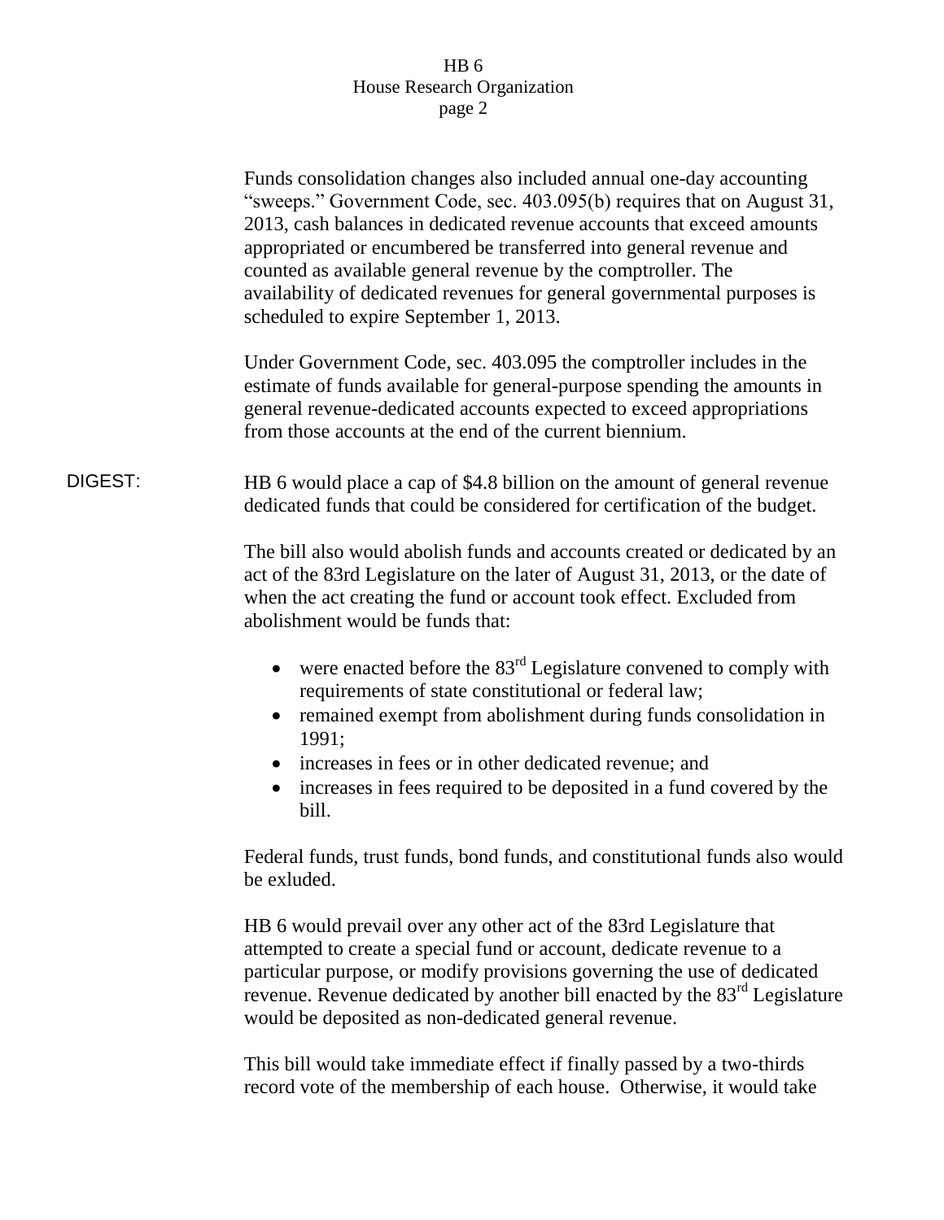Funds consolidation changes also included annual one-day accounting "sweeps." Government Code, sec. 403.095(b) requires that on August 31, 2013, cash balances in dedicated revenue accounts that exceed amounts appropriated or encumbered be transferred into general revenue and counted as available general revenue by the comptroller. The availability of dedicated revenues for general governmental purposes is scheduled to expire September 1, 2013.

Under Government Code, sec. 403.095 the comptroller includes in the estimate of funds available for general-purpose spending the amounts in general revenue-dedicated accounts expected to exceed appropriations from those accounts at the end of the current biennium.

DIGEST: HB 6 would place a cap of $4.8 billion on the amount of general revenue dedicated funds that could be considered for certification of the budget.

The bill also would abolish funds and accounts created or dedicated by an act of the 83rd Legislature on the later of August 31, 2013, or the date of when the act creating the fund or account took effect. Excluded from abolishment would be funds that:

- were enacted before the 83rd Legislature convened to comply with requirements of state constitutional or federal law;
- remained exempt from abolishment during funds consolidation in 1991;
- increases in fees or in other dedicated revenue; and
- increases in fees required to be deposited in a fund covered by the bill.

Federal funds, trust funds, bond funds, and constitutional funds also would be exluded.

HB 6 would prevail over any other act of the 83rd Legislature that attempted to create a special fund or account, dedicate revenue to a particular purpose, or modify provisions governing the use of dedicated revenue. Revenue dedicated by another bill enacted by the 83rd Legislature would be deposited as non-dedicated general revenue.

This bill would take immediate effect if finally passed by a two-thirds record vote of the membership of each house. Otherwise, it would take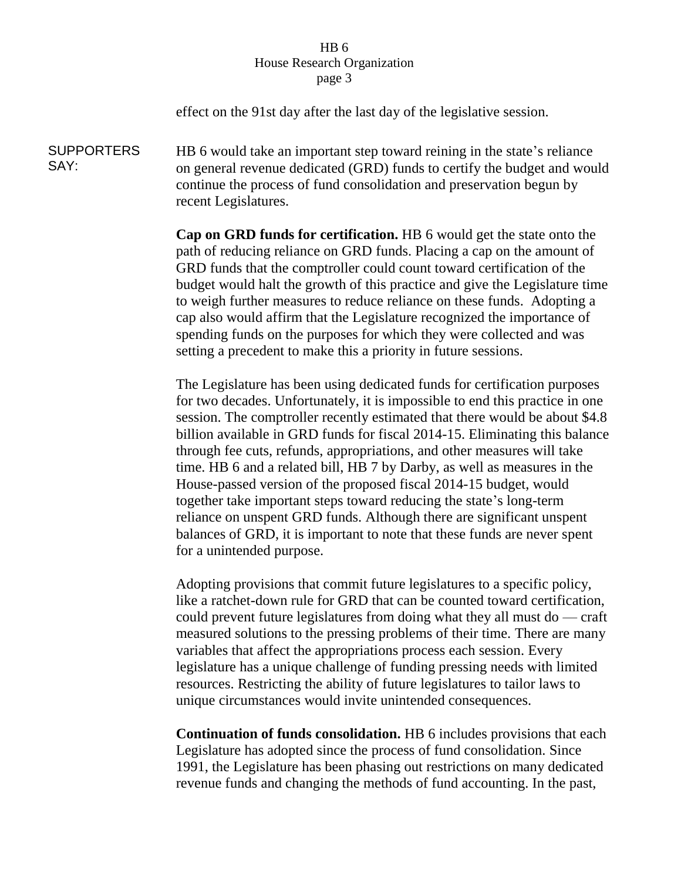effect on the 91st day after the last day of the legislative session.

**SUPPORTERS SAY:**

HB 6 would take an important step toward reining in the state's reliance on general revenue dedicated (GRD) funds to certify the budget and would continue the process of fund consolidation and preservation begun by recent Legislatures.

**Cap on GRD funds for certification.** HB 6 would get the state onto the path of reducing reliance on GRD funds. Placing a cap on the amount of GRD funds that the comptroller could count toward certification of the budget would halt the growth of this practice and give the Legislature time to weigh further measures to reduce reliance on these funds. Adopting a cap also would affirm that the Legislature recognized the importance of spending funds on the purposes for which they were collected and was setting a precedent to make this a priority in future sessions.

The Legislature has been using dedicated funds for certification purposes for two decades. Unfortunately, it is impossible to end this practice in one session. The comptroller recently estimated that there would be about $4.8 billion available in GRD funds for fiscal 2014-15. Eliminating this balance through fee cuts, refunds, appropriations, and other measures will take time. HB 6 and a related bill, HB 7 by Darby, as well as measures in the House-passed version of the proposed fiscal 2014-15 budget, would together take important steps toward reducing the state's long-term reliance on unspent GRD funds. Although there are significant unspent balances of GRD, it is important to note that these funds are never spent for a unintended purpose.

Adopting provisions that commit future legislatures to a specific policy, like a ratchet-down rule for GRD that can be counted toward certification, could prevent future legislatures from doing what they all must do — craft measured solutions to the pressing problems of their time. There are many variables that affect the appropriations process each session. Every legislature has a unique challenge of funding pressing needs with limited resources. Restricting the ability of future legislatures to tailor laws to unique circumstances would invite unintended consequences.

**Continuation of funds consolidation.** HB 6 includes provisions that each Legislature has adopted since the process of fund consolidation. Since 1991, the Legislature has been phasing out restrictions on many dedicated revenue funds and changing the methods of fund accounting. In the past,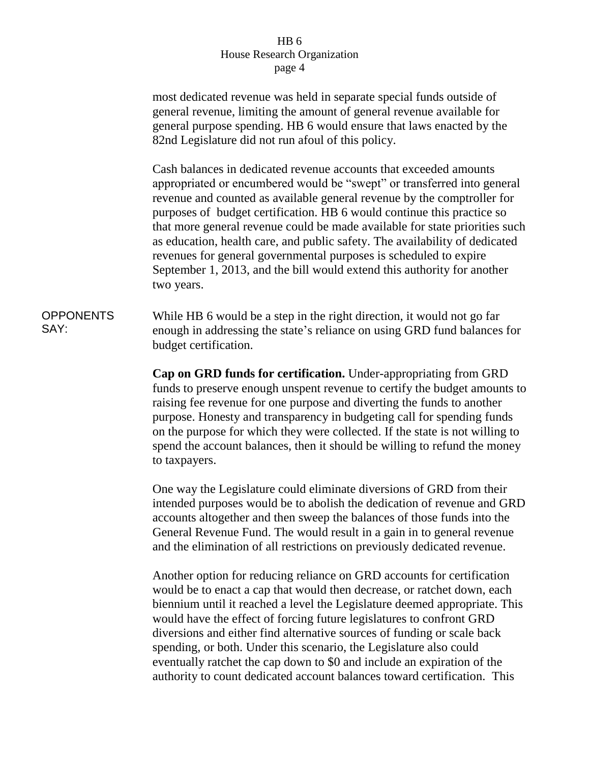most dedicated revenue was held in separate special funds outside of general revenue, limiting the amount of general revenue available for general purpose spending. HB 6 would ensure that laws enacted by the 82nd Legislature did not run afoul of this policy.

Cash balances in dedicated revenue accounts that exceeded amounts appropriated or encumbered would be "swept" or transferred into general revenue and counted as available general revenue by the comptroller for purposes of budget certification. HB 6 would continue this practice so that more general revenue could be made available for state priorities such as education, health care, and public safety. The availability of dedicated revenues for general governmental purposes is scheduled to expire September 1, 2013, and the bill would extend this authority for another two years.

OPPONENTS SAY:

While HB 6 would be a step in the right direction, it would not go far enough in addressing the state's reliance on using GRD fund balances for budget certification.

**Cap on GRD funds for certification.** Under-appropriating from GRD funds to preserve enough unspent revenue to certify the budget amounts to raising fee revenue for one purpose and diverting the funds to another purpose. Honesty and transparency in budgeting call for spending funds on the purpose for which they were collected. If the state is not willing to spend the account balances, then it should be willing to refund the money to taxpayers.

One way the Legislature could eliminate diversions of GRD from their intended purposes would be to abolish the dedication of revenue and GRD accounts altogether and then sweep the balances of those funds into the General Revenue Fund. The would result in a gain in to general revenue and the elimination of all restrictions on previously dedicated revenue.

Another option for reducing reliance on GRD accounts for certification would be to enact a cap that would then decrease, or ratchet down, each biennium until it reached a level the Legislature deemed appropriate. This would have the effect of forcing future legislatures to confront GRD diversions and either find alternative sources of funding or scale back spending, or both. Under this scenario, the Legislature also could eventually ratchet the cap down to $0 and include an expiration of the authority to count dedicated account balances toward certification. This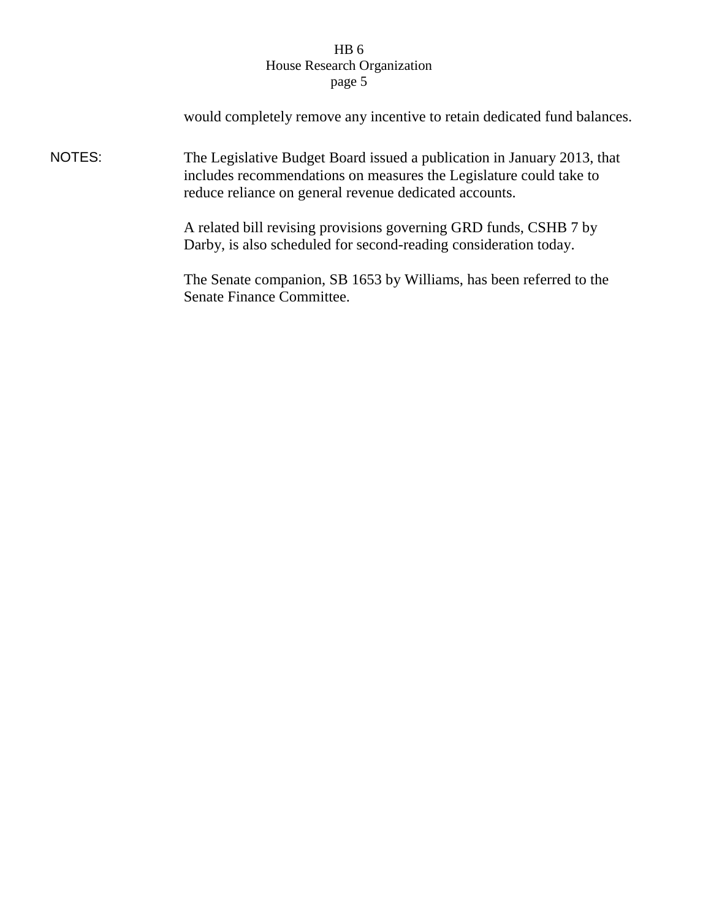would completely remove any incentive to retain dedicated fund balances.

NOTES: The Legislative Budget Board issued a publication in January 2013, that includes recommendations on measures the Legislature could take to reduce reliance on general revenue dedicated accounts.

A related bill revising provisions governing GRD funds, CSHB 7 by Darby, is also scheduled for second-reading consideration today.

The Senate companion, SB 1653 by Williams, has been referred to the Senate Finance Committee.